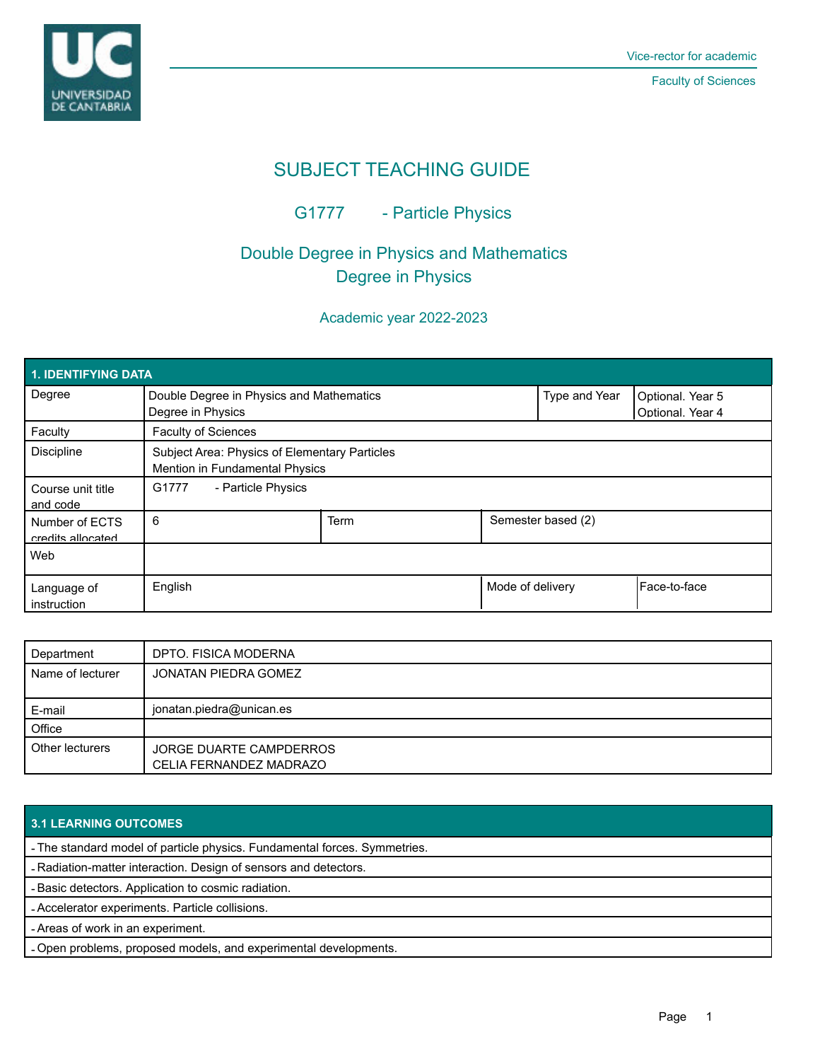Vice-rector for academic

Faculty of Sciences

# SUBJECT TEACHING GUIDE

## G1777 - Particle Physics

## Double Degree in Physics and Mathematics
## Degree in Physics

### Academic year 2022-2023

| 1. IDENTIFYING DATA | | | | | |
|---|---|---|---|---|---|
| Degree | Double Degree in Physics and Mathematics<br>Degree in Physics | | | Type and Year | Optional. Year 5<br>Optional. Year 4 |
| Faculty | Faculty of Sciences | | | | |
| Discipline | Subject Area: Physics of Elementary Particles<br>Mention in Fundamental Physics | | | | |
| Course unit title and code | G1777 - Particle Physics | | | | |
| Number of ECTS credits allocated | 6 | Term | Semester based (2) | | |
| Web | | | | | |
| Language of instruction | English | | Mode of delivery | Face-to-face | |

| Department | DPTO. FISICA MODERNA |
|---|---|
| Name of lecturer | JONATAN PIEDRA GOMEZ |
| E-mail | jonatan.piedra@unican.es |
| Office | |
| Other lecturers | JORGE DUARTE CAMPDERROS<br>CELIA FERNANDEZ MADRAZO |

| 3.1 LEARNING OUTCOMES |
|---|
| - The standard model of particle physics. Fundamental forces. Symmetries. |
| - Radiation-matter interaction. Design of sensors and detectors. |
| - Basic detectors. Application to cosmic radiation. |
| - Accelerator experiments. Particle collisions. |
| - Areas of work in an experiment. |
| - Open problems, proposed models, and experimental developments. |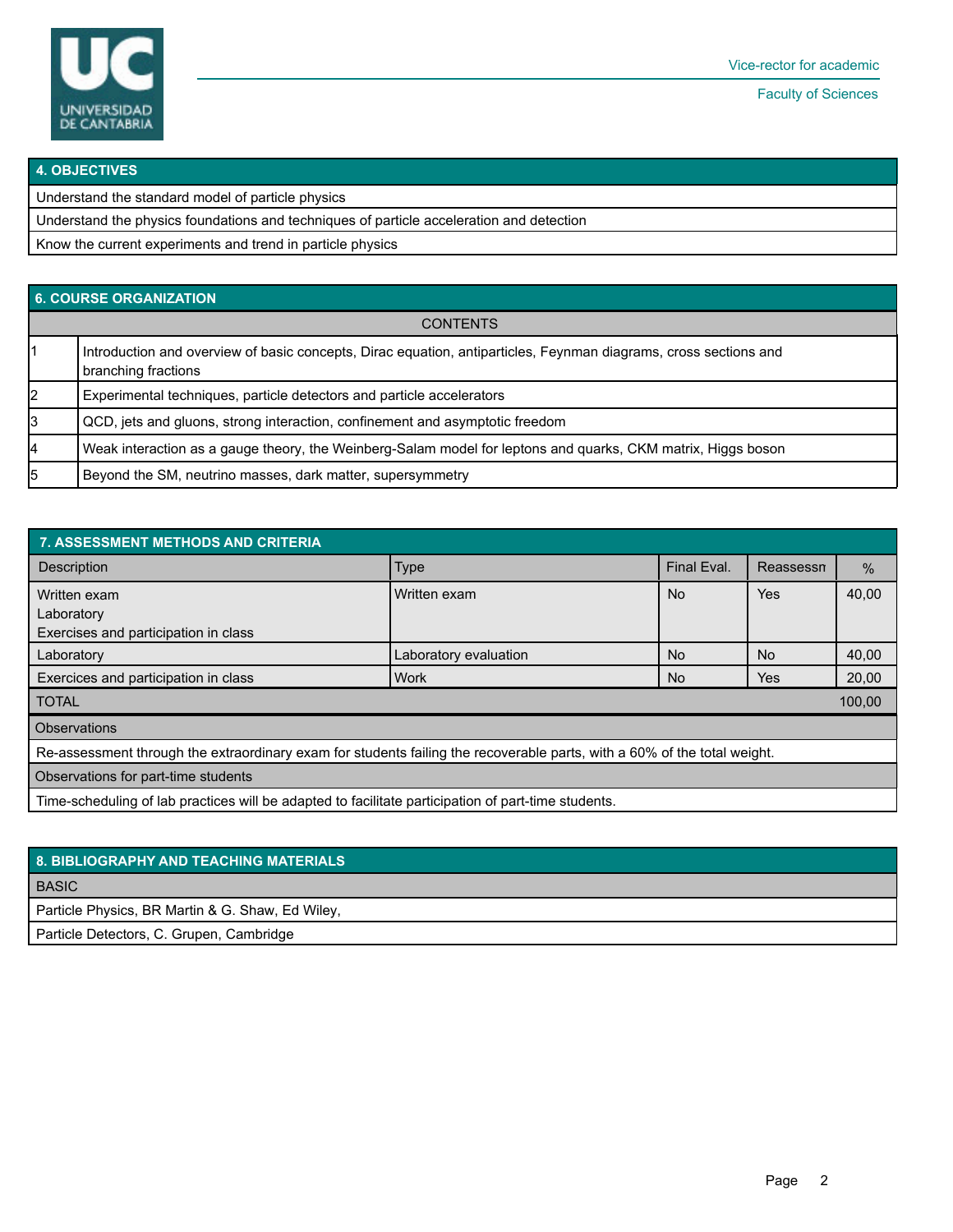## 4. OBJECTIVES

Understand the standard model of particle physics

Understand the physics foundations and techniques of particle acceleration and detection

Know the current experiments and trend in particle physics

## 6. COURSE ORGANIZATION

| CONTENTS | |
|---|---|
| 1 | Introduction and overview of basic concepts, Dirac equation, antiparticles, Feynman diagrams, cross sections and branching fractions |
| 2 | Experimental techniques, particle detectors and particle accelerators |
| 3 | QCD, jets and gluons, strong interaction, confinement and asymptotic freedom |
| 4 | Weak interaction as a gauge theory, the Weinberg-Salam model for leptons and quarks, CKM matrix, Higgs boson |
| 5 | Beyond the SM, neutrino masses, dark matter, supersymmetry |

## 7. ASSESSMENT METHODS AND CRITERIA

| Description | Type | Final Eval. | Reassessn | % |
|---|---|---|---|---|
| Written exam<br>Laboratory<br>Exercises and participation in class | Written exam | No | Yes | 40,00 |
| Laboratory | Laboratory evaluation | No | No | 40,00 |
| Exercices and participation in class | Work | No | Yes | 20,00 |
| TOTAL | | | | 100,00 |

**Observations**

Re-assessment through the extraordinary exam for students failing the recoverable parts, with a 60% of the total weight.

**Observations for part-time students**

Time-scheduling of lab practices will be adapted to facilitate participation of part-time students.

## 8. BIBLIOGRAPHY AND TEACHING MATERIALS

**BASIC**

Particle Physics, BR Martin & G. Shaw, Ed Wiley,

Particle Detectors, C. Grupen, Cambridge